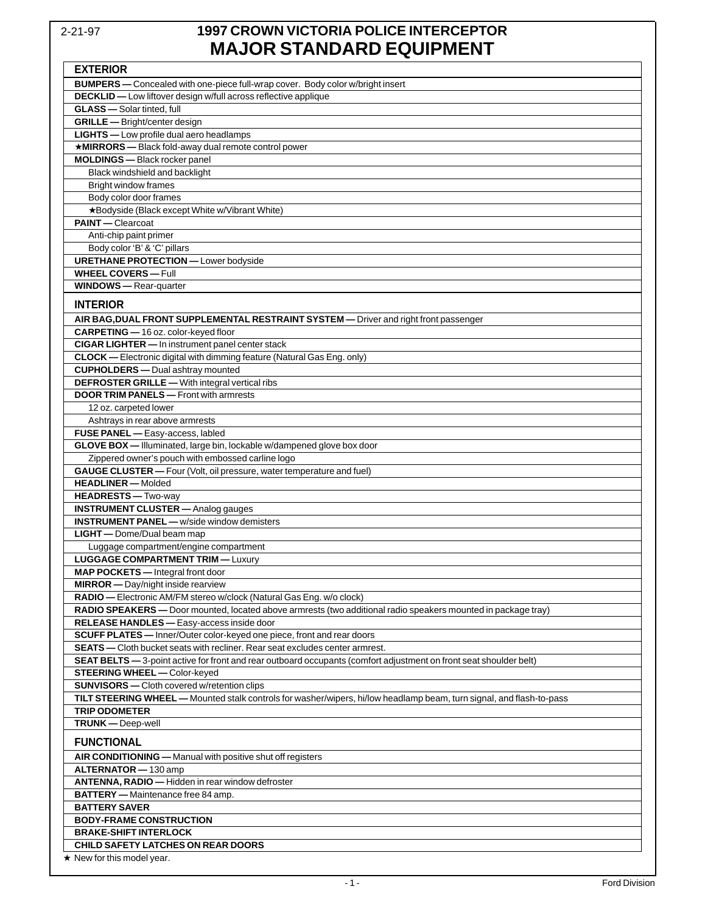2-21-97

# 1997 CROWN VICTORIA POLICE INTERCEPTOR
# MAJOR STANDARD EQUIPMENT

## EXTERIOR

**BUMPERS —** Concealed with one-piece full-wrap cover. Body color w/bright insert

**DECKLID —** Low liftover design w/full across reflective applique

**GLASS —** Solar tinted, full

**GRILLE —** Bright/center design

**LIGHTS —** Low profile dual aero headlamps

★**MIRRORS —** Black fold-away dual remote control power

**MOLDINGS —** Black rocker panel
- Black windshield and backlight
- Bright window frames
- Body color door frames
- ★Bodyside (Black except White w/Vibrant White)

**PAINT —** Clearcoat
- Anti-chip paint primer
- Body color 'B' & 'C' pillars

**URETHANE PROTECTION —** Lower bodyside

**WHEEL COVERS —** Full

**WINDOWS —** Rear-quarter

## INTERIOR

**AIR BAG,DUAL FRONT SUPPLEMENTAL RESTRAINT SYSTEM —** Driver and right front passenger

**CARPETING —** 16 oz. color-keyed floor

**CIGAR LIGHTER —** In instrument panel center stack

**CLOCK —** Electronic digital with dimming feature (Natural Gas Eng. only)

**CUPHOLDERS —** Dual ashtray mounted

**DEFROSTER GRILLE —** With integral vertical ribs

**DOOR TRIM PANELS —** Front with armrests
- 12 oz. carpeted lower
- Ashtrays in rear above armrests

**FUSE PANEL —** Easy-access, labled

**GLOVE BOX —** Illuminated, large bin, lockable w/dampened glove box door
- Zippered owner's pouch with embossed carline logo

**GAUGE CLUSTER —** Four (Volt, oil pressure, water temperature and fuel)

**HEADLINER —** Molded

**HEADRESTS —** Two-way

**INSTRUMENT CLUSTER —** Analog gauges

**INSTRUMENT PANEL —** w/side window demisters

**LIGHT —** Dome/Dual beam map
- Luggage compartment/engine compartment

**LUGGAGE COMPARTMENT TRIM —** Luxury

**MAP POCKETS —** Integral front door

**MIRROR —** Day/night inside rearview

**RADIO —** Electronic AM/FM stereo w/clock (Natural Gas Eng. w/o clock)

**RADIO SPEAKERS —** Door mounted, located above armrests (two additional radio speakers mounted in package tray)

**RELEASE HANDLES —** Easy-access inside door

**SCUFF PLATES —** Inner/Outer color-keyed one piece, front and rear doors

**SEATS —** Cloth bucket seats with recliner. Rear seat excludes center armrest.

**SEAT BELTS —** 3-point active for front and rear outboard occupants (comfort adjustment on front seat shoulder belt)

**STEERING WHEEL —** Color-keyed

**SUNVISORS —** Cloth covered w/retention clips

**TILT STEERING WHEEL —** Mounted stalk controls for washer/wipers, hi/low headlamp beam, turn signal, and flash-to-pass

**TRIP ODOMETER**

**TRUNK —** Deep-well

## FUNCTIONAL

**AIR CONDITIONING —** Manual with positive shut off registers

**ALTERNATOR —** 130 amp

**ANTENNA, RADIO —** Hidden in rear window defroster

**BATTERY —** Maintenance free 84 amp.

**BATTERY SAVER**

**BODY-FRAME CONSTRUCTION**

**BRAKE-SHIFT INTERLOCK**

**CHILD SAFETY LATCHES ON REAR DOORS**

★ New for this model year.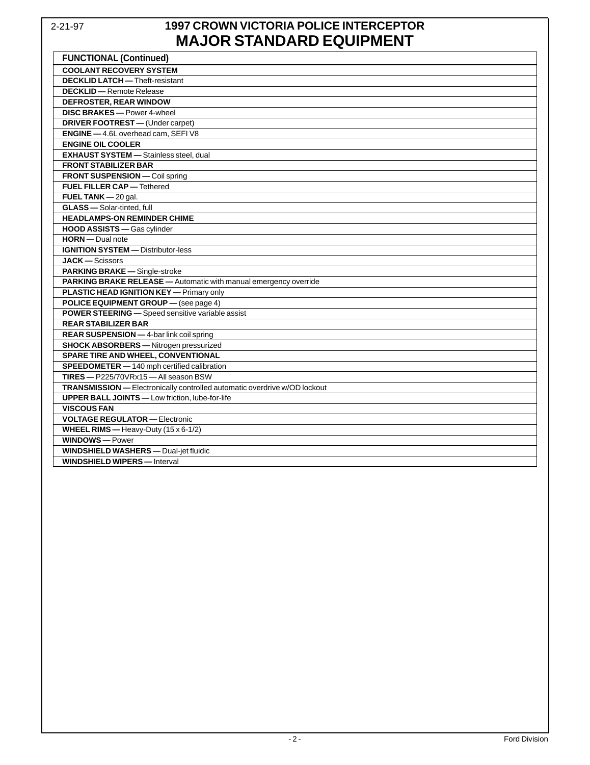# 1997 CROWN VICTORIA POLICE INTERCEPTOR
## MAJOR STANDARD EQUIPMENT

| FUNCTIONAL (Continued) |
|---|
| **COOLANT RECOVERY SYSTEM** |
| **DECKLID LATCH —** Theft-resistant |
| **DECKLID —** Remote Release |
| **DEFROSTER, REAR WINDOW** |
| **DISC BRAKES —** Power 4-wheel |
| **DRIVER FOOTREST —** (Under carpet) |
| **ENGINE —** 4.6L overhead cam, SEFI V8 |
| **ENGINE OIL COOLER** |
| **EXHAUST SYSTEM —** Stainless steel, dual |
| **FRONT STABILIZER BAR** |
| **FRONT SUSPENSION —** Coil spring |
| **FUEL FILLER CAP —** Tethered |
| **FUEL TANK —** 20 gal. |
| **GLASS —** Solar-tinted, full |
| **HEADLAMPS-ON REMINDER CHIME** |
| **HOOD ASSISTS —** Gas cylinder |
| **HORN —** Dual note |
| **IGNITION SYSTEM —** Distributor-less |
| **JACK —** Scissors |
| **PARKING BRAKE —** Single-stroke |
| **PARKING BRAKE RELEASE —** Automatic with manual emergency override |
| **PLASTIC HEAD IGNITION KEY —** Primary only |
| **POLICE EQUIPMENT GROUP —** (see page 4) |
| **POWER STEERING —** Speed sensitive variable assist |
| **REAR STABILIZER BAR** |
| **REAR SUSPENSION —** 4-bar link coil spring |
| **SHOCK ABSORBERS —** Nitrogen pressurized |
| **SPARE TIRE AND WHEEL, CONVENTIONAL** |
| **SPEEDOMETER —** 140 mph certified calibration |
| **TIRES —** P225/70VRx15 — All season BSW |
| **TRANSMISSION —** Electronically controlled automatic overdrive w/OD lockout |
| **UPPER BALL JOINTS —** Low friction, lube-for-life |
| **VISCOUS FAN** |
| **VOLTAGE REGULATOR —** Electronic |
| **WHEEL RIMS —** Heavy-Duty (15 x 6-1/2) |
| **WINDOWS —** Power |
| **WINDSHIELD WASHERS —** Dual-jet fluidic |
| **WINDSHIELD WIPERS —** Interval |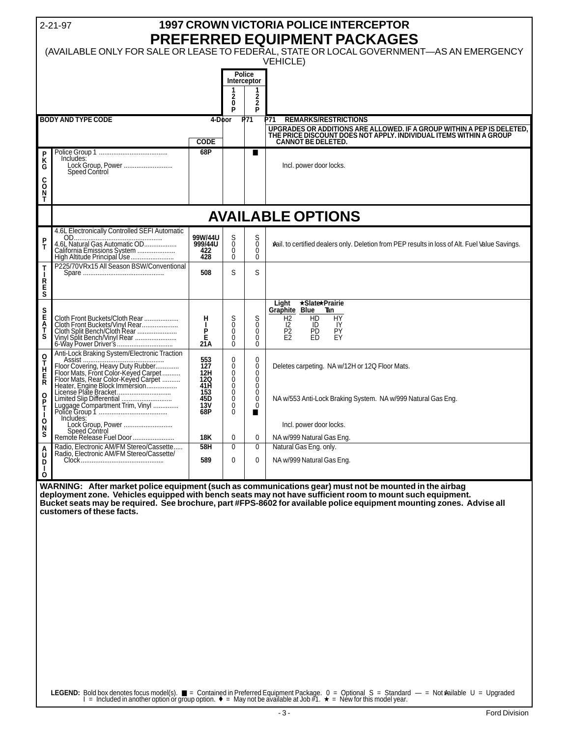2-21-97

# 1997 CROWN VICTORIA POLICE INTERCEPTOR
# PREFERRED EQUIPMENT PACKAGES

(AVAILABLE ONLY FOR SALE OR LEASE TO FEDERAL, STATE OR LOCAL GOVERNMENT—AS AN EMERGENCY VEHICLE)

| | | | Police Interceptor | | |
|---|---|---|---|---|---|
| | | | 120P | 122P | |
| | BODY AND TYPE CODE | 4-Door | P71 | P71 | REMARKS/RESTRICTIONS |
| | | CODE | | | UPGRADES OR ADDITIONS ARE ALLOWED. IF A GROUP WITHIN A PEP IS DELETED, THE PRICE DISCOUNT DOES NOT APPLY. INDIVIDUAL ITEMS WITHIN A GROUP CANNOT BE DELETED. |
| PKG CONT | Police Group 1 ..................................... Includes: Lock Group, Power .......................... Speed Control | 68P | | ■ | Incl. power door locks. |

## AVAILABLE OPTIONS

| | Option | Code | 120P | 122P | Remarks/Restrictions |
|---|---|---|---|---|---|
| PT | 4.6L Electronically Controlled SEFI Automatic OD................................................ | 99W/44U | S | S | |
| | 4.6L Natural Gas Automatic OD.................. | 999/44U | 0 | 0 | ♦Avail. to certified dealers only. Deletion from PEP results in loss of Alt. Fuel Value Savings. |
| | California Emissions System ..................... | 422 | 0 | 0 | |
| | High Altitude Principal Use........................ | 428 | 0 | 0 | |
| TIRES | P225/70VRx15 All Season BSW/Conventional Spare ............................................ | 508 | S | S | |
| SEATS | Cloth Front Buckets/Cloth Rear ................... | HIPE | S | S | Light Graphite H2 / ★Slate Blue HD / ★Prairie Tan HY |
| | Cloth Front Buckets/Vinyl Rear.................... | | 0 | 0 | I2 / ID / IY |
| | Cloth Split Bench/Cloth Rear ...................... | | 0 | 0 | P2 / PD / PY |
| | Vinyl Split Bench/Vinyl Rear ....................... | | 0 | 0 | E2 / ED / EY |
| | 6-Way Power Driver's ............................... | 21A | 0 | 0 | |
| OTHER OPTIONS | Anti-Lock Braking System/Electronic Traction Assist ............................................ | 553 | 0 | 0 | |
| | Floor Covering, Heavy Duty Rubber............ | 127 | 0 | 0 | Deletes carpeting. NA w/12H or 12Q Floor Mats. |
| | Floor Mats, Front Color-Keyed Carpet .......... | 12H | 0 | 0 | |
| | Floor Mats, Rear Color-Keyed Carpet .......... | 12Q | 0 | 0 | |
| | Heater, Engine Block Immersion................. | 41H | 0 | 0 | |
| | License Plate Bracket.............................. | 153 | 0 | 0 | |
| | Limited Slip Differential ........................... | 45D | 0 | 0 | NA w/553 Anti-Lock Braking System. NA w/999 Natural Gas Eng. |
| | Luggage Compartment Trim, Vinyl ............. | 13V | 0 | 0 | |
| | Police Group 1 ..................................... Includes: Lock Group, Power .......................... Speed Control | 68P | 0 | ■ | Incl. power door locks. |
| | Remote Release Fuel Door ....................... | 18K | 0 | 0 | NA w/999 Natural Gas Eng. |
| AUDIO | Radio, Electronic AM/FM Stereo/Cassette..... | 58H | 0 | 0 | Natural Gas Eng. only. |
| | Radio, Electronic AM/FM Stereo/Cassette/ Clock............................................. | 589 | 0 | 0 | NA w/999 Natural Gas Eng. |

**WARNING: After market police equipment (such as communications gear) must not be mounted in the airbag deployment zone. Vehicles equipped with bench seats may not have sufficient room to mount such equipment. Bucket seats may be required. See brochure, part #FPS-8602 for available police equipment mounting zones. Advise all customers of these facts.**

**LEGEND:** Bold box denotes focus model(s). ■ = Contained in Preferred Equipment Package. 0 = Optional S = Standard — = Not Available U = Upgraded I = Included in another option or group option. ♦ = May not be available at Job #1. ★ = New for this model year.

Ford Division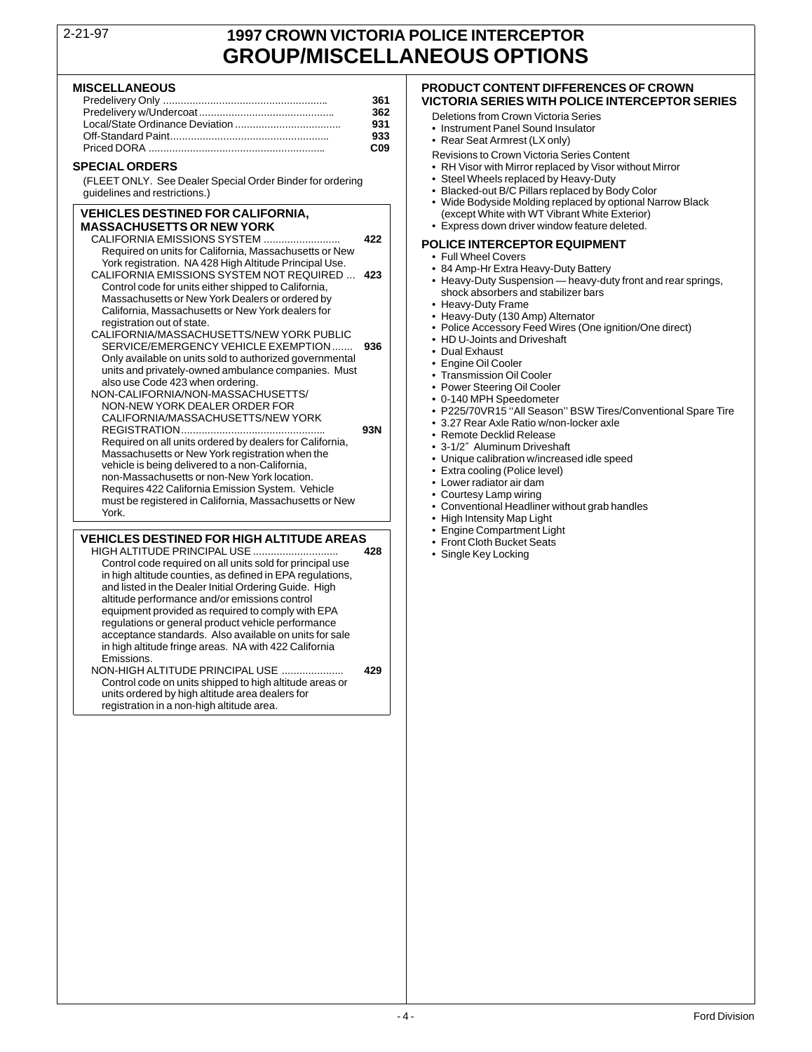# 1997 CROWN VICTORIA POLICE INTERCEPTOR
# GROUP/MISCELLANEOUS OPTIONS

### MISCELLANEOUS

| | |
|---|---|
| Predelivery Only | 361 |
| Predelivery w/Undercoat | 362 |
| Local/State Ordinance Deviation | 931 |
| Off-Standard Paint | 933 |
| Priced DORA | C09 |

### SPECIAL ORDERS

(FLEET ONLY. See Dealer Special Order Binder for ordering guidelines and restrictions.)

### VEHICLES DESTINED FOR CALIFORNIA, MASSACHUSETTS OR NEW YORK

**CALIFORNIA EMISSIONS SYSTEM ... 422**
Required on units for California, Massachusetts or New York registration. NA 428 High Altitude Principal Use.

**CALIFORNIA EMISSIONS SYSTEM NOT REQUIRED ... 423**
Control code for units either shipped to California, Massachusetts or New York Dealers or ordered by California, Massachusetts or New York dealers for registration out of state.

**CALIFORNIA/MASSACHUSETTS/NEW YORK PUBLIC SERVICE/EMERGENCY VEHICLE EXEMPTION ... 936**
Only available on units sold to authorized governmental units and privately-owned ambulance companies. Must also use Code 423 when ordering.

**NON-CALIFORNIA/NON-MASSACHUSETTS/NON-NEW YORK DEALER ORDER FOR CALIFORNIA/MASSACHUSETTS/NEW YORK REGISTRATION ... 93N**
Required on all units ordered by dealers for California, Massachusetts or New York registration when the vehicle is being delivered to a non-California, non-Massachusetts or non-New York location. Requires 422 California Emission System. Vehicle must be registered in California, Massachusetts or New York.

### VEHICLES DESTINED FOR HIGH ALTITUDE AREAS

**HIGH ALTITUDE PRINCIPAL USE ... 428**
Control code required on all units sold for principal use in high altitude counties, as defined in EPA regulations, and listed in the Dealer Initial Ordering Guide. High altitude performance and/or emissions control equipment provided as required to comply with EPA regulations or general product vehicle performance acceptance standards. Also available on units for sale in high altitude fringe areas. NA with 422 California Emissions.

**NON-HIGH ALTITUDE PRINCIPAL USE ... 429**
Control code on units shipped to high altitude areas or units ordered by high altitude area dealers for registration in a non-high altitude area.

### PRODUCT CONTENT DIFFERENCES OF CROWN VICTORIA SERIES WITH POLICE INTERCEPTOR SERIES

Deletions from Crown Victoria Series
- Instrument Panel Sound Insulator
- Rear Seat Armrest (LX only)

Revisions to Crown Victoria Series Content
- RH Visor with Mirror replaced by Visor without Mirror
- Steel Wheels replaced by Heavy-Duty
- Blacked-out B/C Pillars replaced by Body Color
- Wide Bodyside Molding replaced by optional Narrow Black (except White with WT Vibrant White Exterior)
- Express down driver window feature deleted.

### POLICE INTERCEPTOR EQUIPMENT

- Full Wheel Covers
- 84 Amp-Hr Extra Heavy-Duty Battery
- Heavy-Duty Suspension — heavy-duty front and rear springs, shock absorbers and stabilizer bars
- Heavy-Duty Frame
- Heavy-Duty (130 Amp) Alternator
- Police Accessory Feed Wires (One ignition/One direct)
- HD U-Joints and Driveshaft
- Dual Exhaust
- Engine Oil Cooler
- Transmission Oil Cooler
- Power Steering Oil Cooler
- 0-140 MPH Speedometer
- P225/70VR15 "All Season" BSW Tires/Conventional Spare Tire
- 3.27 Rear Axle Ratio w/non-locker axle
- Remote Decklid Release
- 3-1/2″ Aluminum Driveshaft
- Unique calibration w/increased idle speed
- Extra cooling (Police level)
- Lower radiator air dam
- Courtesy Lamp wiring
- Conventional Headliner without grab handles
- High Intensity Map Light
- Engine Compartment Light
- Front Cloth Bucket Seats
- Single Key Locking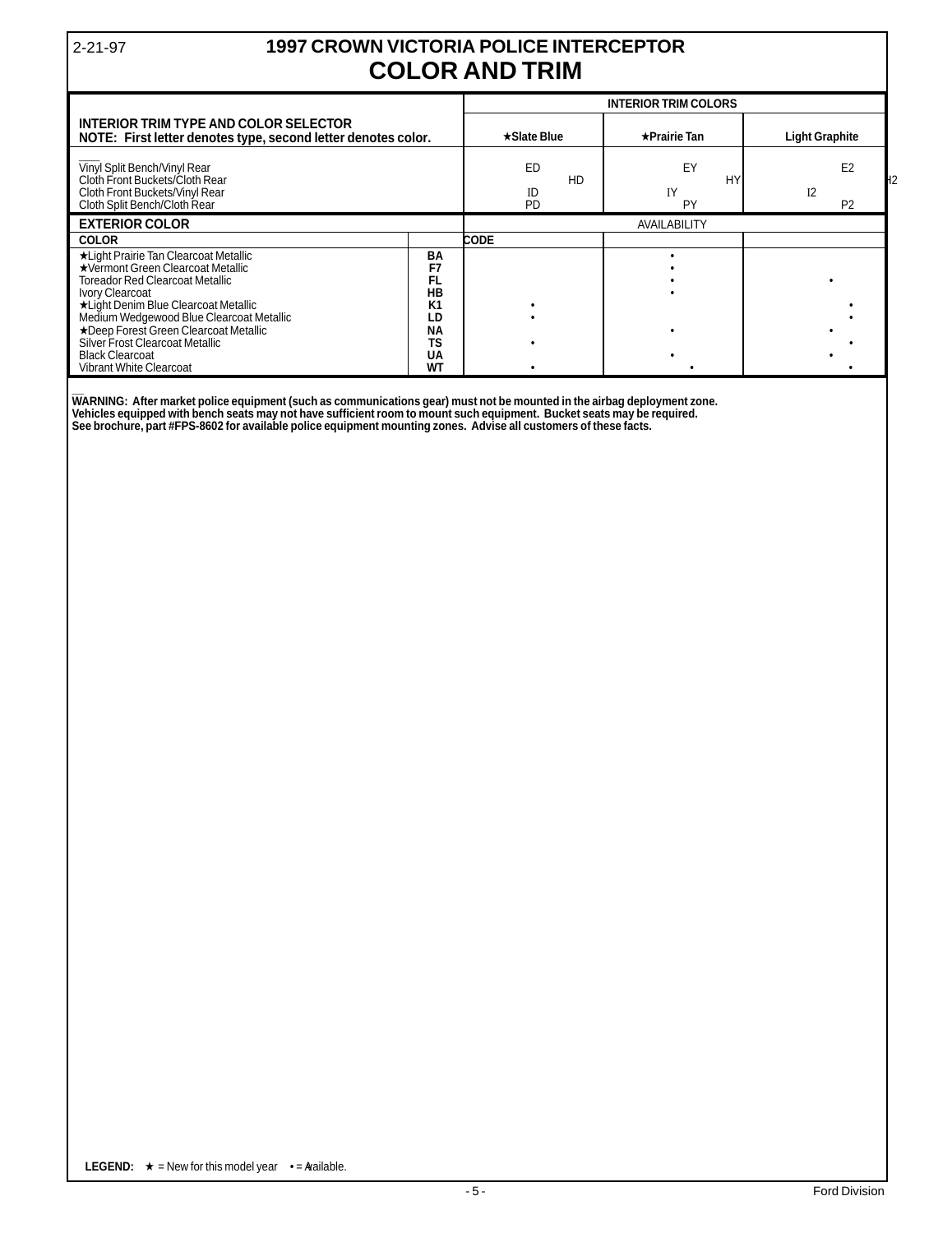# 1997 CROWN VICTORIA POLICE INTERCEPTOR

2-21-97

## COLOR AND TRIM

| INTERIOR TRIM TYPE AND COLOR SELECTOR<br>NOTE: First letter denotes type, second letter denotes color. | INTERIOR TRIM COLORS | | |
|---|---|---|---|
| | ★Slate Blue | ★Prairie Tan | Light Graphite |
| Vinyl Split Bench/Vinyl Rear | ED | EY | E2 |
| Cloth Front Buckets/Cloth Rear | HD | HY | H2 |
| Cloth Front Buckets/Vinyl Rear | ID | IY | I2 |
| Cloth Split Bench/Cloth Rear | PD | PY | P2 |

| EXTERIOR COLOR | | AVAILABILITY | | |
|---|---|---|---|---|
| COLOR | CODE | | | |
| ★Light Prairie Tan Clearcoat Metallic | BA | | • | |
| ★Vermont Green Clearcoat Metallic | F7 | | • | |
| Toreador Red Clearcoat Metallic | FL | | • | • |
| Ivory Clearcoat | HB | | • | |
| ★Light Denim Blue Clearcoat Metallic | K1 | • | | • |
| Medium Wedgewood Blue Clearcoat Metallic | LD | • | | • |
| ★Deep Forest Green Clearcoat Metallic | NA | | • | • |
| Silver Frost Clearcoat Metallic | TS | • | | • |
| Black Clearcoat | UA | | • | • |
| Vibrant White Clearcoat | WT | • | • | • |

**WARNING: After market police equipment (such as communications gear) must not be mounted in the airbag deployment zone. Vehicles equipped with bench seats may not have sufficient room to mount such equipment. Bucket seats may be required. See brochure, part #FPS-8602 for available police equipment mounting zones. Advise all customers of these facts.**

**LEGEND:** ★ = New for this model year • = Available.

Ford Division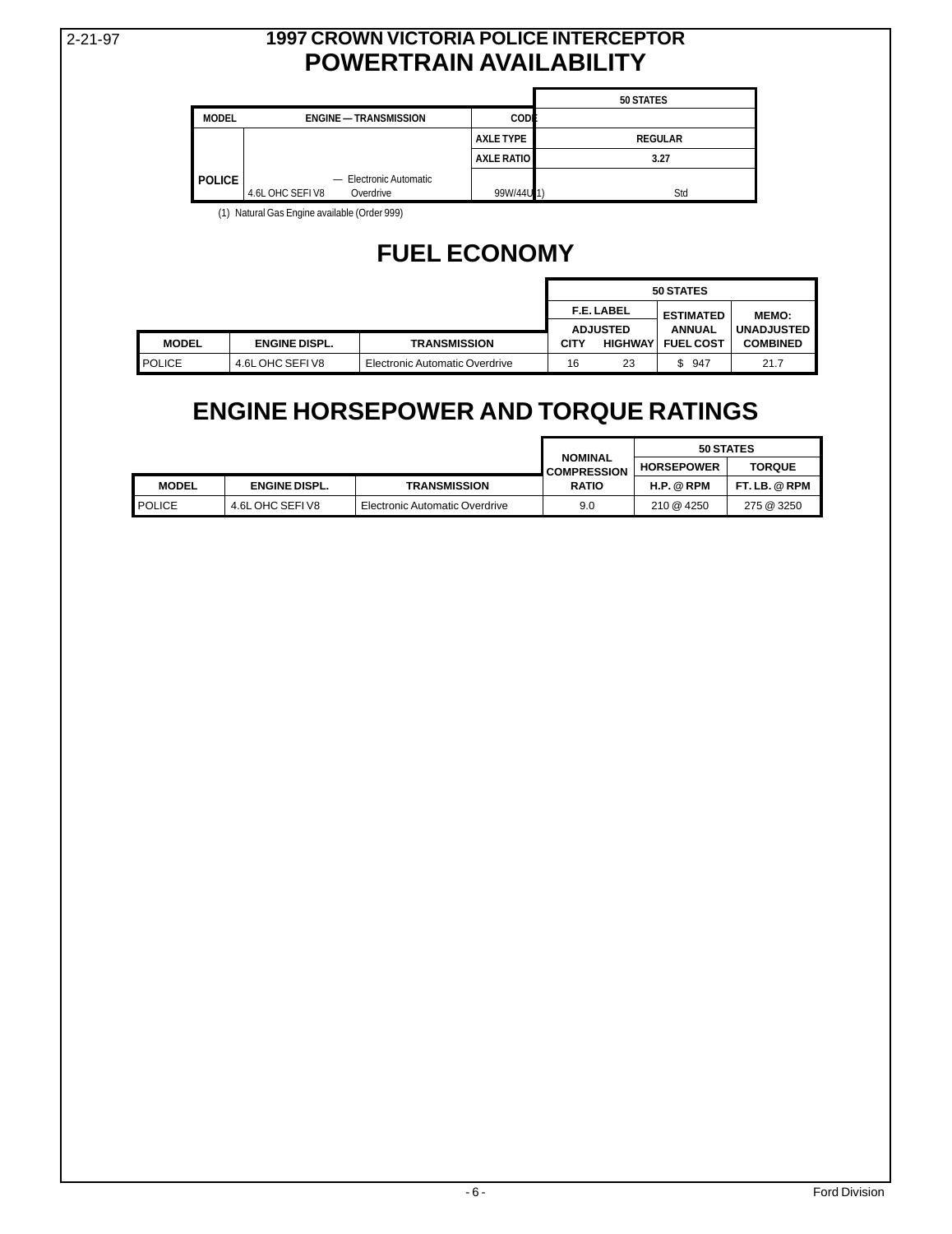# 1997 CROWN VICTORIA POLICE INTERCEPTOR

# POWERTRAIN AVAILABILITY

| MODEL | ENGINE — TRANSMISSION | CODE | 50 STATES |
|---|---|---|---|
| | | AXLE TYPE | REGULAR |
| | | AXLE RATIO | 3.27 |
| POLICE | 4.6L OHC SEFI V8 — Electronic Automatic Overdrive | 99W/44U(1) | Std |

(1) Natural Gas Engine available (Order 999)

# FUEL ECONOMY

| | | | 50 STATES | | | |
|---|---|---|---|---|---|---|
| | | | F.E. LABEL ADJUSTED | | ESTIMATED ANNUAL | MEMO: UNADJUSTED |
| MODEL | ENGINE DISPL. | TRANSMISSION | CITY | HIGHWAY | FUEL COST | COMBINED |
| POLICE | 4.6L OHC SEFI V8 | Electronic Automatic Overdrive | 16 | 23 | $ 947 | 21.7 |

# ENGINE HORSEPOWER AND TORQUE RATINGS

| | | | NOMINAL COMPRESSION | 50 STATES | |
|---|---|---|---|---|---|
| | | | | HORSEPOWER | TORQUE |
| MODEL | ENGINE DISPL. | TRANSMISSION | RATIO | H.P. @ RPM | FT. LB. @ RPM |
| POLICE | 4.6L OHC SEFI V8 | Electronic Automatic Overdrive | 9.0 | 210 @ 4250 | 275 @ 3250 |